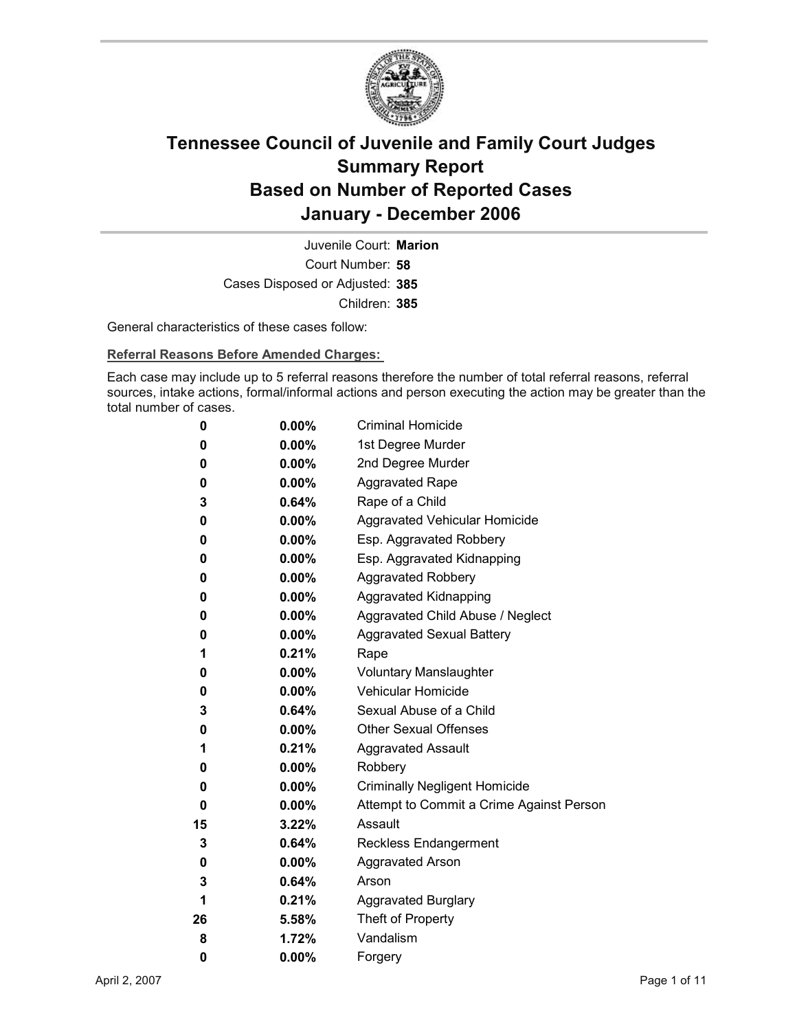# Tennessee Council of Juvenile and Family Court Judges
# Summary Report
# Based on Number of Reported Cases
# January - December 2006

Juvenile Court: **Marion**
Court Number: **58**
Cases Disposed or Adjusted: **385**
Children: **385**

General characteristics of these cases follow:

**Referral Reasons Before Amended Charges:**

Each case may include up to 5 referral reasons therefore the number of total referral reasons, referral sources, intake actions, formal/informal actions and person executing the action may be greater than the total number of cases.

| | | |
|---|---|---|
| 0 | 0.00% | Criminal Homicide |
| 0 | 0.00% | 1st Degree Murder |
| 0 | 0.00% | 2nd Degree Murder |
| 0 | 0.00% | Aggravated Rape |
| 3 | 0.64% | Rape of a Child |
| 0 | 0.00% | Aggravated Vehicular Homicide |
| 0 | 0.00% | Esp. Aggravated Robbery |
| 0 | 0.00% | Esp. Aggravated Kidnapping |
| 0 | 0.00% | Aggravated Robbery |
| 0 | 0.00% | Aggravated Kidnapping |
| 0 | 0.00% | Aggravated Child Abuse / Neglect |
| 0 | 0.00% | Aggravated Sexual Battery |
| 1 | 0.21% | Rape |
| 0 | 0.00% | Voluntary Manslaughter |
| 0 | 0.00% | Vehicular Homicide |
| 3 | 0.64% | Sexual Abuse of a Child |
| 0 | 0.00% | Other Sexual Offenses |
| 1 | 0.21% | Aggravated Assault |
| 0 | 0.00% | Robbery |
| 0 | 0.00% | Criminally Negligent Homicide |
| 0 | 0.00% | Attempt to Commit a Crime Against Person |
| 15 | 3.22% | Assault |
| 3 | 0.64% | Reckless Endangerment |
| 0 | 0.00% | Aggravated Arson |
| 3 | 0.64% | Arson |
| 1 | 0.21% | Aggravated Burglary |
| 26 | 5.58% | Theft of Property |
| 8 | 1.72% | Vandalism |
| 0 | 0.00% | Forgery |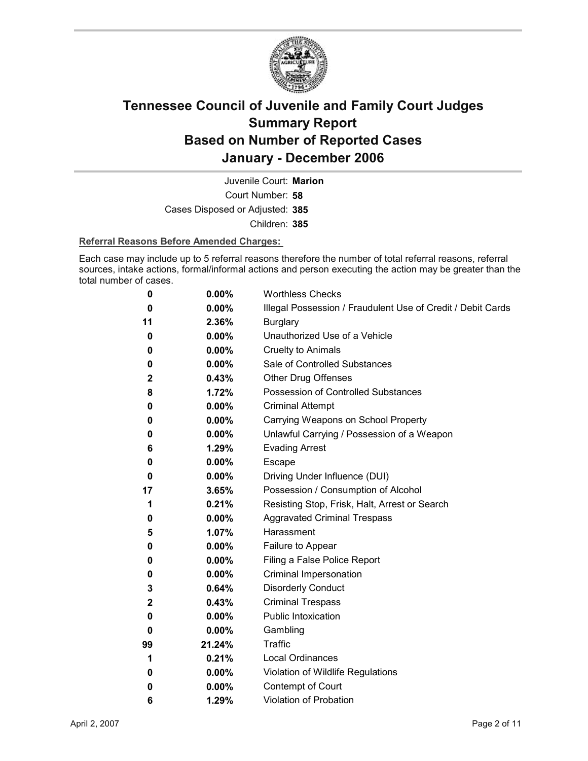# Tennessee Council of Juvenile and Family Court Judges Summary Report Based on Number of Reported Cases January - December 2006

Juvenile Court: **Marion**

Court Number: **58**

Cases Disposed or Adjusted: **385**

Children: **385**

**Referral Reasons Before Amended Charges:**

Each case may include up to 5 referral reasons therefore the number of total referral reasons, referral sources, intake actions, formal/informal actions and person executing the action may be greater than the total number of cases.

| | | |
|---|---|---|
| 0 | 0.00% | Worthless Checks |
| 0 | 0.00% | Illegal Possession / Fraudulent Use of Credit / Debit Cards |
| 11 | 2.36% | Burglary |
| 0 | 0.00% | Unauthorized Use of a Vehicle |
| 0 | 0.00% | Cruelty to Animals |
| 0 | 0.00% | Sale of Controlled Substances |
| 2 | 0.43% | Other Drug Offenses |
| 8 | 1.72% | Possession of Controlled Substances |
| 0 | 0.00% | Criminal Attempt |
| 0 | 0.00% | Carrying Weapons on School Property |
| 0 | 0.00% | Unlawful Carrying / Possession of a Weapon |
| 6 | 1.29% | Evading Arrest |
| 0 | 0.00% | Escape |
| 0 | 0.00% | Driving Under Influence (DUI) |
| 17 | 3.65% | Possession / Consumption of Alcohol |
| 1 | 0.21% | Resisting Stop, Frisk, Halt, Arrest or Search |
| 0 | 0.00% | Aggravated Criminal Trespass |
| 5 | 1.07% | Harassment |
| 0 | 0.00% | Failure to Appear |
| 0 | 0.00% | Filing a False Police Report |
| 0 | 0.00% | Criminal Impersonation |
| 3 | 0.64% | Disorderly Conduct |
| 2 | 0.43% | Criminal Trespass |
| 0 | 0.00% | Public Intoxication |
| 0 | 0.00% | Gambling |
| 99 | 21.24% | Traffic |
| 1 | 0.21% | Local Ordinances |
| 0 | 0.00% | Violation of Wildlife Regulations |
| 0 | 0.00% | Contempt of Court |
| 6 | 1.29% | Violation of Probation |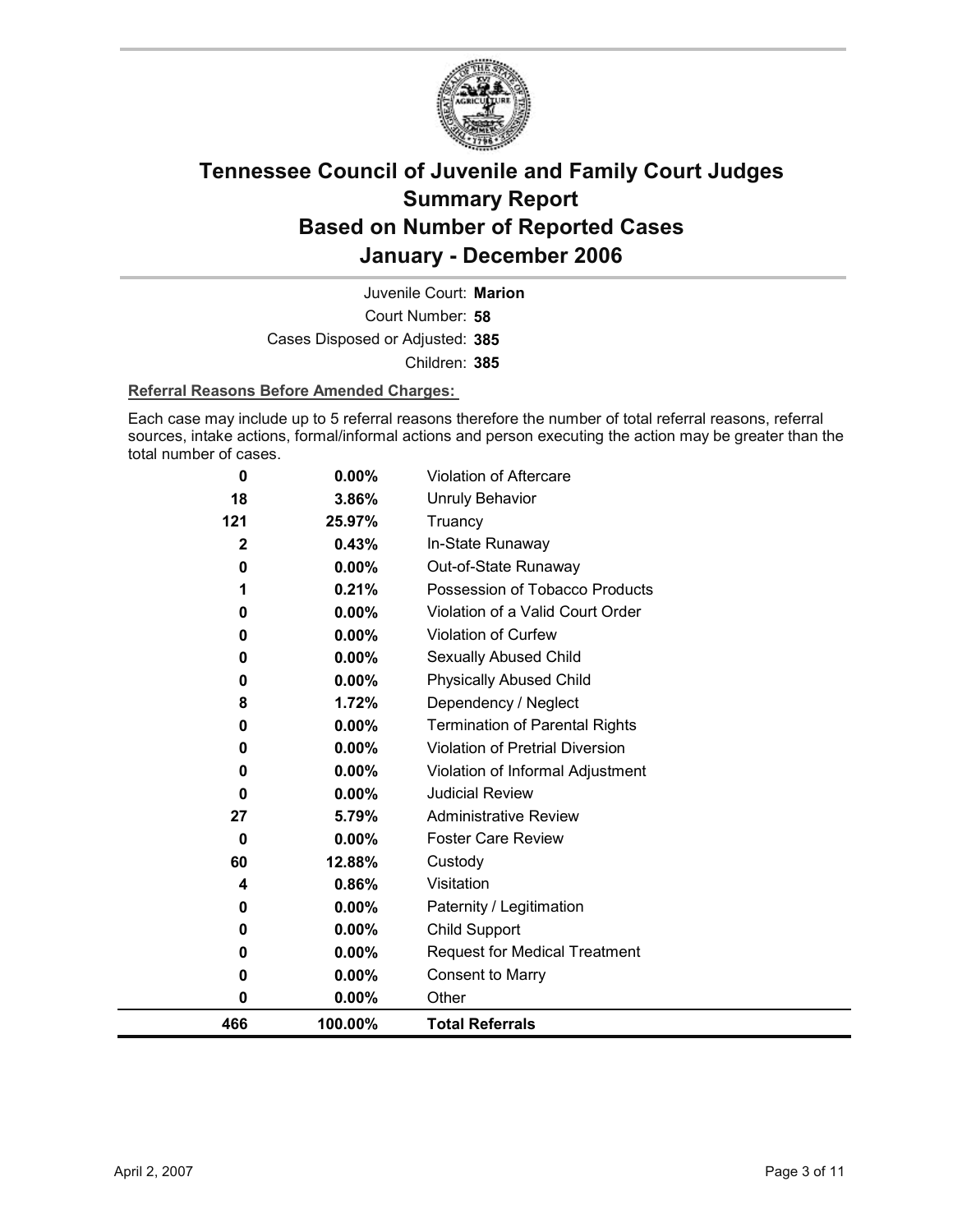# Tennessee Council of Juvenile and Family Court Judges
# Summary Report
# Based on Number of Reported Cases
# January - December 2006

Juvenile Court: **Marion**

Court Number: **58**

Cases Disposed or Adjusted: **385**

Children: **385**

**Referral Reasons Before Amended Charges:**

Each case may include up to 5 referral reasons therefore the number of total referral reasons, referral sources, intake actions, formal/informal actions and person executing the action may be greater than the total number of cases.

| Count | Percent | Referral Reason |
|---|---|---|
| 0 | 0.00% | Violation of Aftercare |
| 18 | 3.86% | Unruly Behavior |
| 121 | 25.97% | Truancy |
| 2 | 0.43% | In-State Runaway |
| 0 | 0.00% | Out-of-State Runaway |
| 1 | 0.21% | Possession of Tobacco Products |
| 0 | 0.00% | Violation of a Valid Court Order |
| 0 | 0.00% | Violation of Curfew |
| 0 | 0.00% | Sexually Abused Child |
| 0 | 0.00% | Physically Abused Child |
| 8 | 1.72% | Dependency / Neglect |
| 0 | 0.00% | Termination of Parental Rights |
| 0 | 0.00% | Violation of Pretrial Diversion |
| 0 | 0.00% | Violation of Informal Adjustment |
| 0 | 0.00% | Judicial Review |
| 27 | 5.79% | Administrative Review |
| 0 | 0.00% | Foster Care Review |
| 60 | 12.88% | Custody |
| 4 | 0.86% | Visitation |
| 0 | 0.00% | Paternity / Legitimation |
| 0 | 0.00% | Child Support |
| 0 | 0.00% | Request for Medical Treatment |
| 0 | 0.00% | Consent to Marry |
| 0 | 0.00% | Other |
| **466** | **100.00%** | **Total Referrals** |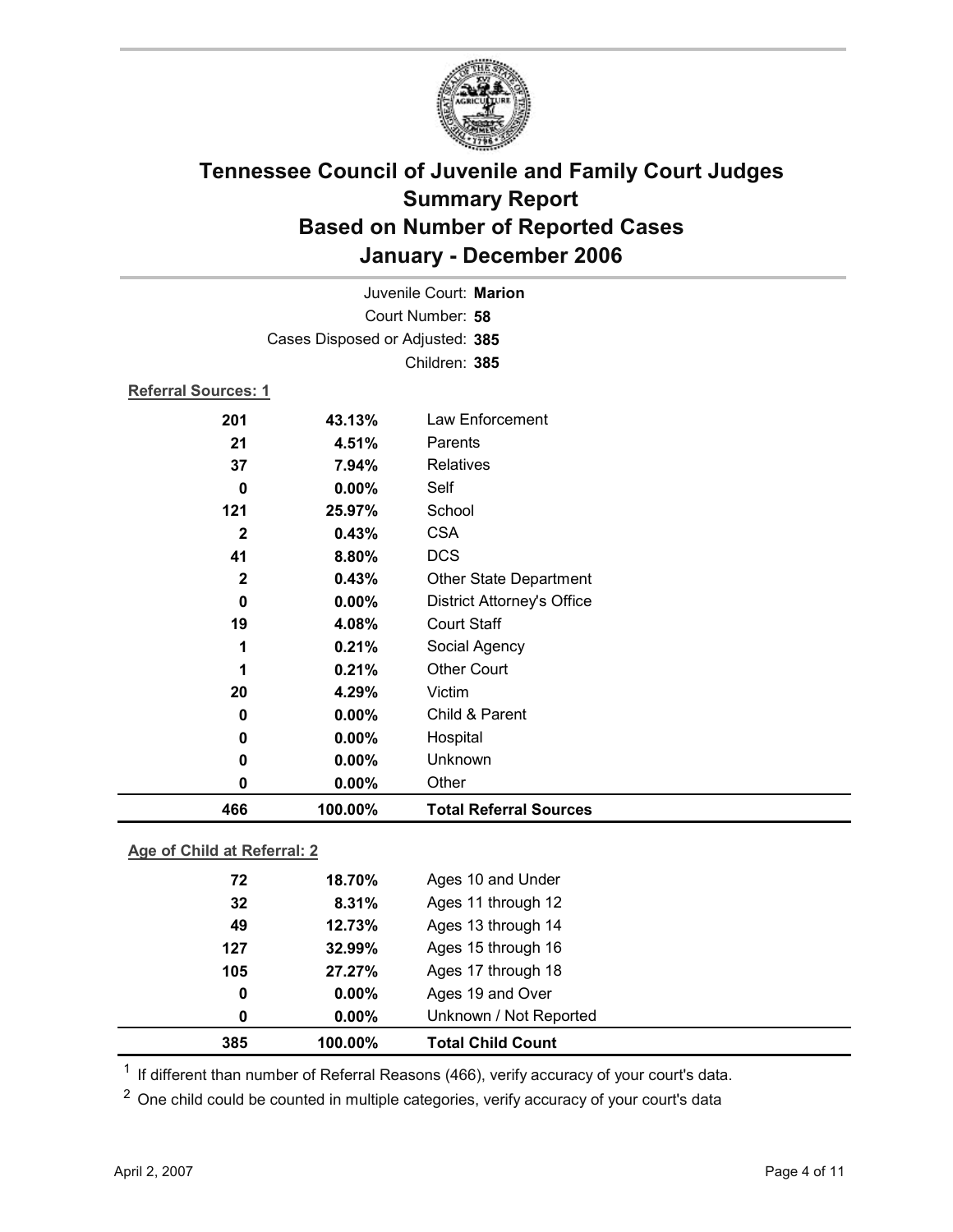# Tennessee Council of Juvenile and Family Court Judges
# Summary Report
# Based on Number of Reported Cases
# January - December 2006

Juvenile Court: **Marion**
Court Number: **58**
Cases Disposed or Adjusted: **385**
Children: **385**

**Referral Sources: 1**

| Count | Percent | Source |
|---|---|---|
| 201 | 43.13% | Law Enforcement |
| 21 | 4.51% | Parents |
| 37 | 7.94% | Relatives |
| 0 | 0.00% | Self |
| 121 | 25.97% | School |
| 2 | 0.43% | CSA |
| 41 | 8.80% | DCS |
| 2 | 0.43% | Other State Department |
| 0 | 0.00% | District Attorney's Office |
| 19 | 4.08% | Court Staff |
| 1 | 0.21% | Social Agency |
| 1 | 0.21% | Other Court |
| 20 | 4.29% | Victim |
| 0 | 0.00% | Child & Parent |
| 0 | 0.00% | Hospital |
| 0 | 0.00% | Unknown |
| 0 | 0.00% | Other |
| **466** | **100.00%** | **Total Referral Sources** |

**Age of Child at Referral: 2**

| Count | Percent | Age |
|---|---|---|
| 72 | 18.70% | Ages 10 and Under |
| 32 | 8.31% | Ages 11 through 12 |
| 49 | 12.73% | Ages 13 through 14 |
| 127 | 32.99% | Ages 15 through 16 |
| 105 | 27.27% | Ages 17 through 18 |
| 0 | 0.00% | Ages 19 and Over |
| 0 | 0.00% | Unknown / Not Reported |
| **385** | **100.00%** | **Total Child Count** |

[1] If different than number of Referral Reasons (466), verify accuracy of your court's data.

[2] One child could be counted in multiple categories, verify accuracy of your court's data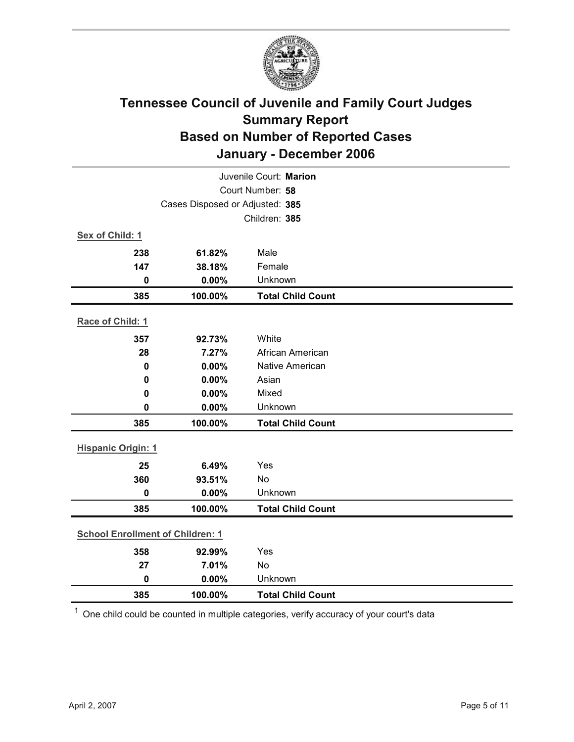# Tennessee Council of Juvenile and Family Court Judges
## Summary Report
## Based on Number of Reported Cases
## January - December 2006

Juvenile Court: **Marion**
Court Number: **58**
Cases Disposed or Adjusted: **385**
Children: **385**

**Sex of Child: 1**

| | | |
|---|---|---|
| **238** | **61.82%** | Male |
| **147** | **38.18%** | Female |
| **0** | **0.00%** | Unknown |
| **385** | **100.00%** | **Total Child Count** |

**Race of Child: 1**

| | | |
|---|---|---|
| **357** | **92.73%** | White |
| **28** | **7.27%** | African American |
| **0** | **0.00%** | Native American |
| **0** | **0.00%** | Asian |
| **0** | **0.00%** | Mixed |
| **0** | **0.00%** | Unknown |
| **385** | **100.00%** | **Total Child Count** |

**Hispanic Origin: 1**

| | | |
|---|---|---|
| **25** | **6.49%** | Yes |
| **360** | **93.51%** | No |
| **0** | **0.00%** | Unknown |
| **385** | **100.00%** | **Total Child Count** |

**School Enrollment of Children: 1**

| | | |
|---|---|---|
| **358** | **92.99%** | Yes |
| **27** | **7.01%** | No |
| **0** | **0.00%** | Unknown |
| **385** | **100.00%** | **Total Child Count** |

[1] One child could be counted in multiple categories, verify accuracy of your court's data

April 2, 2007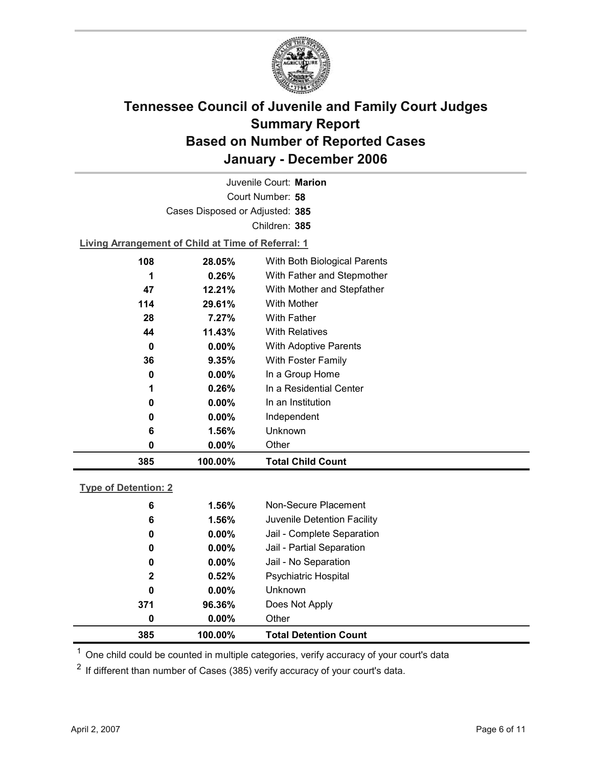# Tennessee Council of Juvenile and Family Court Judges
# Summary Report
# Based on Number of Reported Cases
# January - December 2006

Juvenile Court: **Marion**

Court Number: **58**

Cases Disposed or Adjusted: **385**

Children: **385**

**Living Arrangement of Child at Time of Referral: 1**

| Count | Percent | Category |
|---|---|---|
| 108 | 28.05% | With Both Biological Parents |
| 1 | 0.26% | With Father and Stepmother |
| 47 | 12.21% | With Mother and Stepfather |
| 114 | 29.61% | With Mother |
| 28 | 7.27% | With Father |
| 44 | 11.43% | With Relatives |
| 0 | 0.00% | With Adoptive Parents |
| 36 | 9.35% | With Foster Family |
| 0 | 0.00% | In a Group Home |
| 1 | 0.26% | In a Residential Center |
| 0 | 0.00% | In an Institution |
| 0 | 0.00% | Independent |
| 6 | 1.56% | Unknown |
| 0 | 0.00% | Other |
| **385** | **100.00%** | **Total Child Count** |

**Type of Detention: 2**

| Count | Percent | Category |
|---|---|---|
| 6 | 1.56% | Non-Secure Placement |
| 6 | 1.56% | Juvenile Detention Facility |
| 0 | 0.00% | Jail - Complete Separation |
| 0 | 0.00% | Jail - Partial Separation |
| 0 | 0.00% | Jail - No Separation |
| 2 | 0.52% | Psychiatric Hospital |
| 0 | 0.00% | Unknown |
| 371 | 96.36% | Does Not Apply |
| 0 | 0.00% | Other |
| **385** | **100.00%** | **Total Detention Count** |

[1] One child could be counted in multiple categories, verify accuracy of your court's data

[2] If different than number of Cases (385) verify accuracy of your court's data.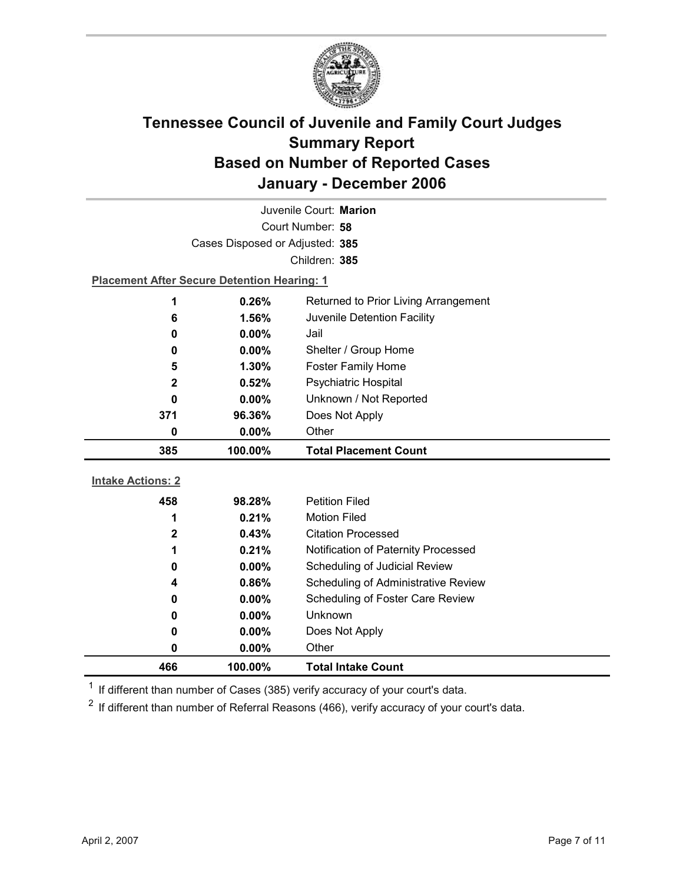# Tennessee Council of Juvenile and Family Court Judges
## Summary Report
## Based on Number of Reported Cases
## January - December 2006

Juvenile Court: **Marion**

Court Number: **58**

Cases Disposed or Adjusted: **385**

Children: **385**

**Placement After Secure Detention Hearing: 1**

| Count | Percent | Placement |
|---|---|---|
| 1 | 0.26% | Returned to Prior Living Arrangement |
| 6 | 1.56% | Juvenile Detention Facility |
| 0 | 0.00% | Jail |
| 0 | 0.00% | Shelter / Group Home |
| 5 | 1.30% | Foster Family Home |
| 2 | 0.52% | Psychiatric Hospital |
| 0 | 0.00% | Unknown / Not Reported |
| 371 | 96.36% | Does Not Apply |
| 0 | 0.00% | Other |
| **385** | **100.00%** | **Total Placement Count** |

**Intake Actions: 2**

| Count | Percent | Intake Action |
|---|---|---|
| 458 | 98.28% | Petition Filed |
| 1 | 0.21% | Motion Filed |
| 2 | 0.43% | Citation Processed |
| 1 | 0.21% | Notification of Paternity Processed |
| 0 | 0.00% | Scheduling of Judicial Review |
| 4 | 0.86% | Scheduling of Administrative Review |
| 0 | 0.00% | Scheduling of Foster Care Review |
| 0 | 0.00% | Unknown |
| 0 | 0.00% | Does Not Apply |
| 0 | 0.00% | Other |
| **466** | **100.00%** | **Total Intake Count** |

[1] If different than number of Cases (385) verify accuracy of your court's data.

[2] If different than number of Referral Reasons (466), verify accuracy of your court's data.

April 2, 2007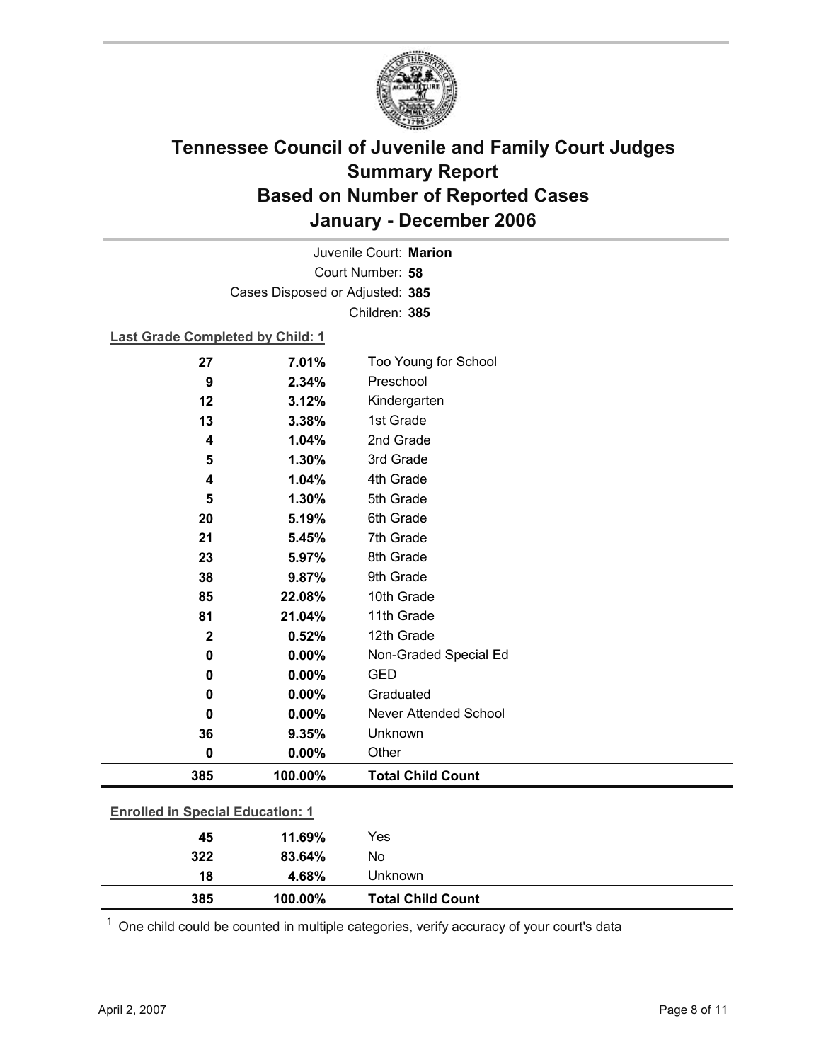# Tennessee Council of Juvenile and Family Court Judges Summary Report Based on Number of Reported Cases January - December 2006

Juvenile Court: **Marion**

Court Number: **58**

Cases Disposed or Adjusted: **385**

Children: **385**

**Last Grade Completed by Child: 1**

| Count | Percent | Category |
|---|---|---|
| 27 | 7.01% | Too Young for School |
| 9 | 2.34% | Preschool |
| 12 | 3.12% | Kindergarten |
| 13 | 3.38% | 1st Grade |
| 4 | 1.04% | 2nd Grade |
| 5 | 1.30% | 3rd Grade |
| 4 | 1.04% | 4th Grade |
| 5 | 1.30% | 5th Grade |
| 20 | 5.19% | 6th Grade |
| 21 | 5.45% | 7th Grade |
| 23 | 5.97% | 8th Grade |
| 38 | 9.87% | 9th Grade |
| 85 | 22.08% | 10th Grade |
| 81 | 21.04% | 11th Grade |
| 2 | 0.52% | 12th Grade |
| 0 | 0.00% | Non-Graded Special Ed |
| 0 | 0.00% | GED |
| 0 | 0.00% | Graduated |
| 0 | 0.00% | Never Attended School |
| 36 | 9.35% | Unknown |
| 0 | 0.00% | Other |
| **385** | **100.00%** | **Total Child Count** |

**Enrolled in Special Education: 1**

| Count | Percent | Category |
|---|---|---|
| 45 | 11.69% | Yes |
| 322 | 83.64% | No |
| 18 | 4.68% | Unknown |
| **385** | **100.00%** | **Total Child Count** |

[1] One child could be counted in multiple categories, verify accuracy of your court's data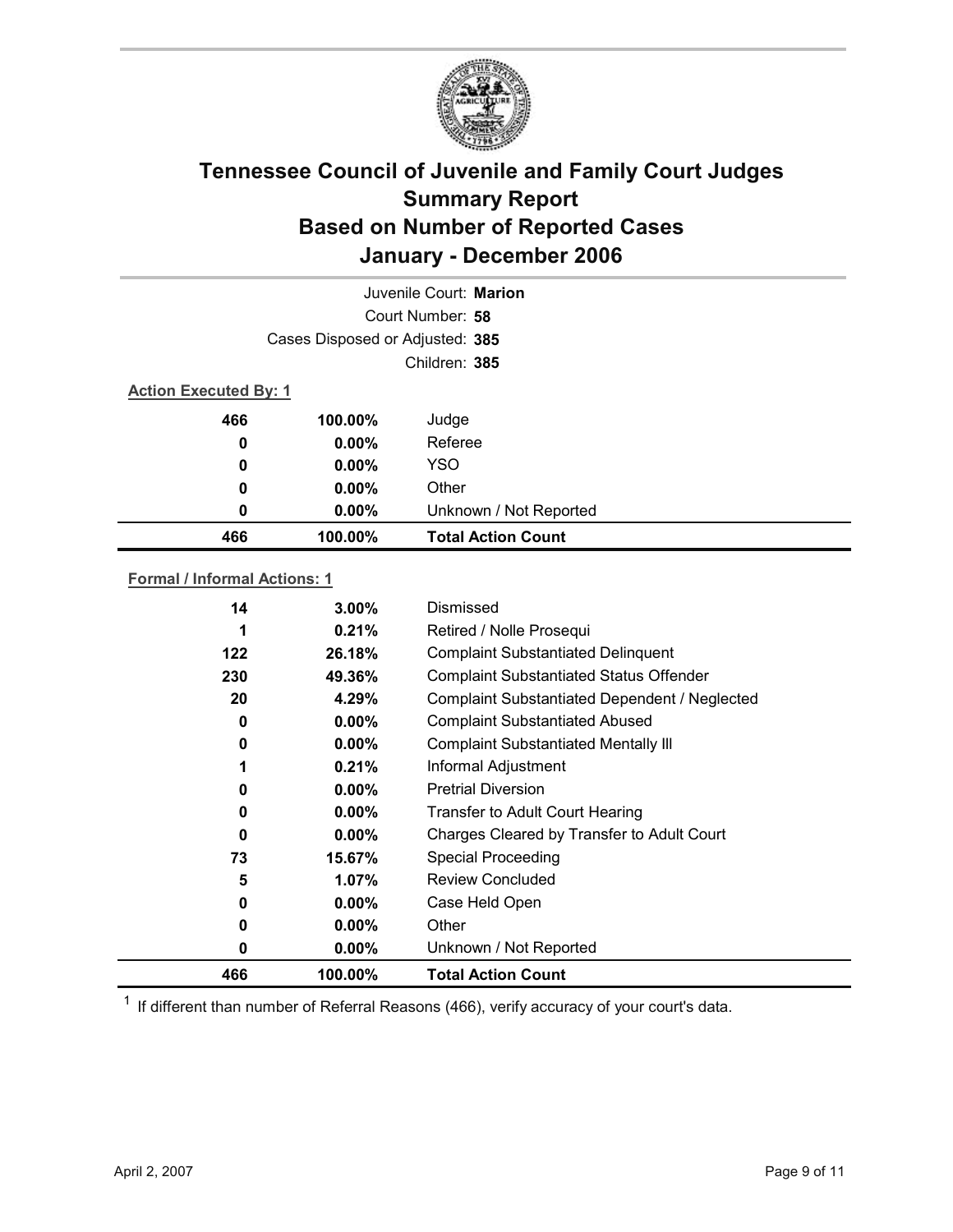# Tennessee Council of Juvenile and Family Court Judges
# Summary Report
# Based on Number of Reported Cases
# January - December 2006

Juvenile Court: **Marion**

Court Number: **58**

Cases Disposed or Adjusted: **385**

Children: **385**

**Action Executed By: 1**

| | | |
|---|---|---|
| 466 | 100.00% | Judge |
| 0 | 0.00% | Referee |
| 0 | 0.00% | YSO |
| 0 | 0.00% | Other |
| 0 | 0.00% | Unknown / Not Reported |
| **466** | **100.00%** | **Total Action Count** |

**Formal / Informal Actions: 1**

| | | |
|---|---|---|
| 14 | 3.00% | Dismissed |
| 1 | 0.21% | Retired / Nolle Prosequi |
| 122 | 26.18% | Complaint Substantiated Delinquent |
| 230 | 49.36% | Complaint Substantiated Status Offender |
| 20 | 4.29% | Complaint Substantiated Dependent / Neglected |
| 0 | 0.00% | Complaint Substantiated Abused |
| 0 | 0.00% | Complaint Substantiated Mentally Ill |
| 1 | 0.21% | Informal Adjustment |
| 0 | 0.00% | Pretrial Diversion |
| 0 | 0.00% | Transfer to Adult Court Hearing |
| 0 | 0.00% | Charges Cleared by Transfer to Adult Court |
| 73 | 15.67% | Special Proceeding |
| 5 | 1.07% | Review Concluded |
| 0 | 0.00% | Case Held Open |
| 0 | 0.00% | Other |
| 0 | 0.00% | Unknown / Not Reported |
| **466** | **100.00%** | **Total Action Count** |

[1] If different than number of Referral Reasons (466), verify accuracy of your court's data.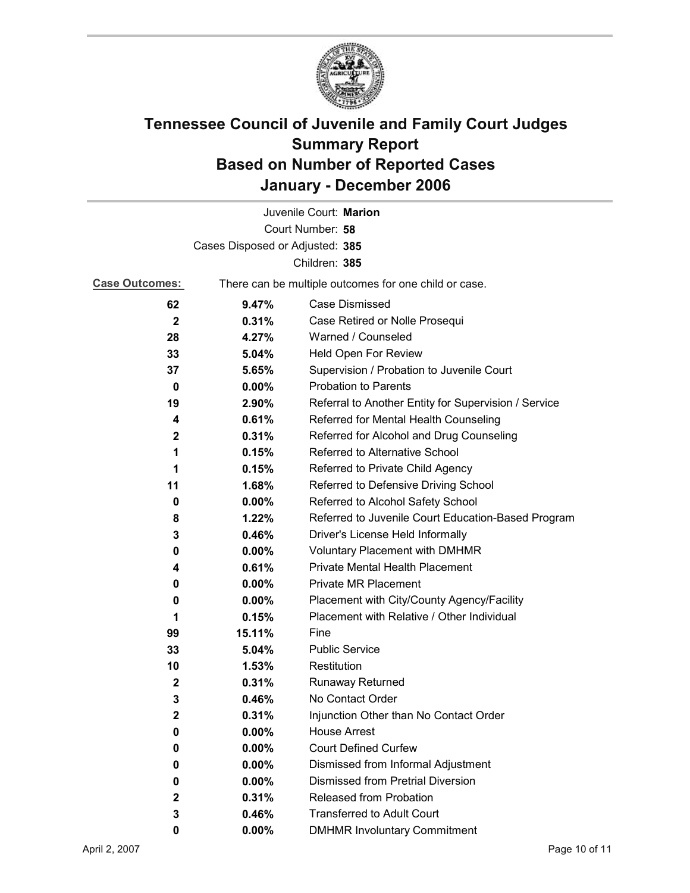# Tennessee Council of Juvenile and Family Court Judges
# Summary Report
# Based on Number of Reported Cases
# January - December 2006

Juvenile Court: **Marion**

Court Number: **58**

Cases Disposed or Adjusted: **385**

Children: **385**

**Case Outcomes:** There can be multiple outcomes for one child or case.

| | | |
|---|---|---|
| **62** | **9.47%** | Case Dismissed |
| **2** | **0.31%** | Case Retired or Nolle Prosequi |
| **28** | **4.27%** | Warned / Counseled |
| **33** | **5.04%** | Held Open For Review |
| **37** | **5.65%** | Supervision / Probation to Juvenile Court |
| **0** | **0.00%** | Probation to Parents |
| **19** | **2.90%** | Referral to Another Entity for Supervision / Service |
| **4** | **0.61%** | Referred for Mental Health Counseling |
| **2** | **0.31%** | Referred for Alcohol and Drug Counseling |
| **1** | **0.15%** | Referred to Alternative School |
| **1** | **0.15%** | Referred to Private Child Agency |
| **11** | **1.68%** | Referred to Defensive Driving School |
| **0** | **0.00%** | Referred to Alcohol Safety School |
| **8** | **1.22%** | Referred to Juvenile Court Education-Based Program |
| **3** | **0.46%** | Driver's License Held Informally |
| **0** | **0.00%** | Voluntary Placement with DMHMR |
| **4** | **0.61%** | Private Mental Health Placement |
| **0** | **0.00%** | Private MR Placement |
| **0** | **0.00%** | Placement with City/County Agency/Facility |
| **1** | **0.15%** | Placement with Relative / Other Individual |
| **99** | **15.11%** | Fine |
| **33** | **5.04%** | Public Service |
| **10** | **1.53%** | Restitution |
| **2** | **0.31%** | Runaway Returned |
| **3** | **0.46%** | No Contact Order |
| **2** | **0.31%** | Injunction Other than No Contact Order |
| **0** | **0.00%** | House Arrest |
| **0** | **0.00%** | Court Defined Curfew |
| **0** | **0.00%** | Dismissed from Informal Adjustment |
| **0** | **0.00%** | Dismissed from Pretrial Diversion |
| **2** | **0.31%** | Released from Probation |
| **3** | **0.46%** | Transferred to Adult Court |
| **0** | **0.00%** | DMHMR Involuntary Commitment |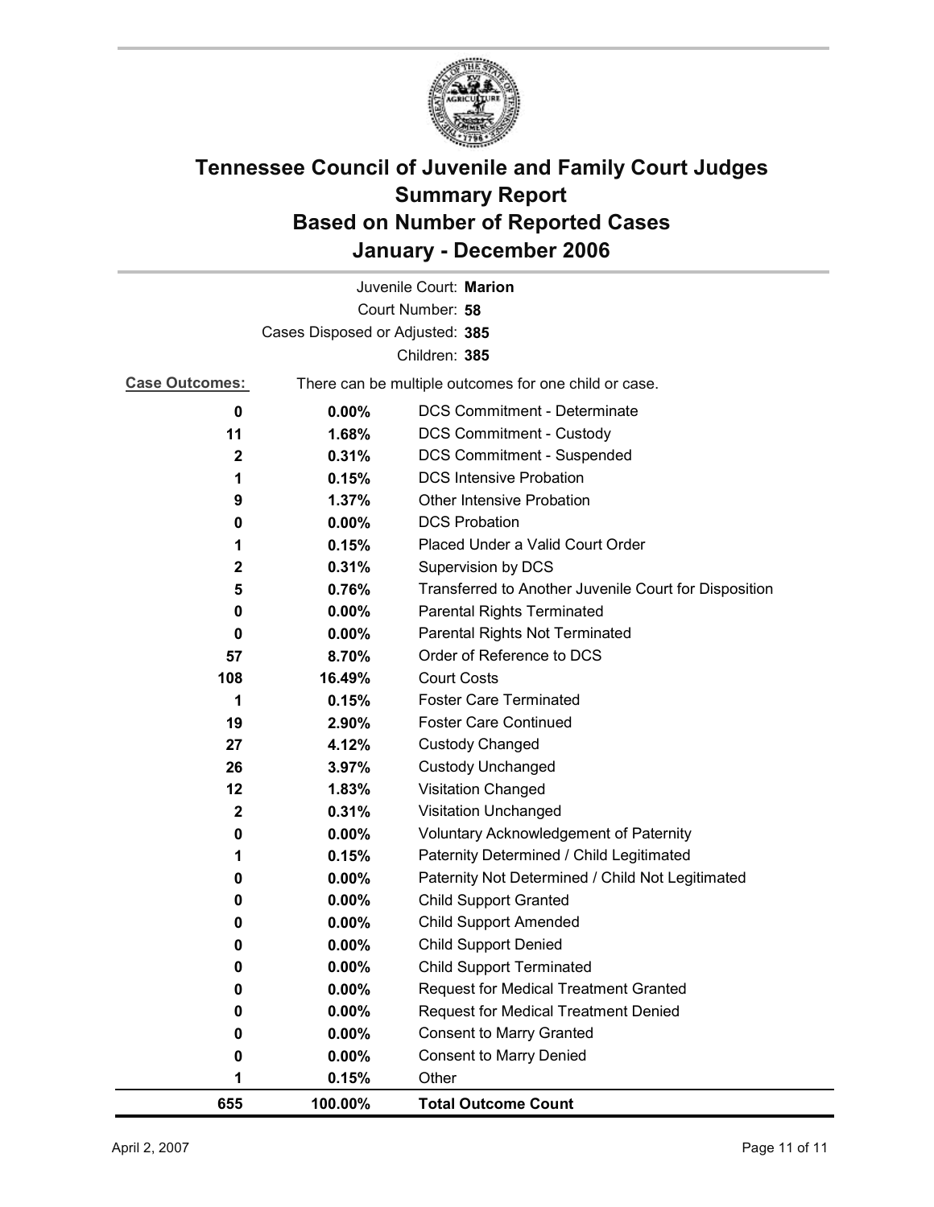# Tennessee Council of Juvenile and Family Court Judges Summary Report Based on Number of Reported Cases January - December 2006

Juvenile Court: **Marion**

Court Number: **58**

Cases Disposed or Adjusted: **385**

Children: **385**

**Case Outcomes:** There can be multiple outcomes for one child or case.

| | | |
|---|---|---|
| 0 | 0.00% | DCS Commitment - Determinate |
| 11 | 1.68% | DCS Commitment - Custody |
| 2 | 0.31% | DCS Commitment - Suspended |
| 1 | 0.15% | DCS Intensive Probation |
| 9 | 1.37% | Other Intensive Probation |
| 0 | 0.00% | DCS Probation |
| 1 | 0.15% | Placed Under a Valid Court Order |
| 2 | 0.31% | Supervision by DCS |
| 5 | 0.76% | Transferred to Another Juvenile Court for Disposition |
| 0 | 0.00% | Parental Rights Terminated |
| 0 | 0.00% | Parental Rights Not Terminated |
| 57 | 8.70% | Order of Reference to DCS |
| 108 | 16.49% | Court Costs |
| 1 | 0.15% | Foster Care Terminated |
| 19 | 2.90% | Foster Care Continued |
| 27 | 4.12% | Custody Changed |
| 26 | 3.97% | Custody Unchanged |
| 12 | 1.83% | Visitation Changed |
| 2 | 0.31% | Visitation Unchanged |
| 0 | 0.00% | Voluntary Acknowledgement of Paternity |
| 1 | 0.15% | Paternity Determined / Child Legitimated |
| 0 | 0.00% | Paternity Not Determined / Child Not Legitimated |
| 0 | 0.00% | Child Support Granted |
| 0 | 0.00% | Child Support Amended |
| 0 | 0.00% | Child Support Denied |
| 0 | 0.00% | Child Support Terminated |
| 0 | 0.00% | Request for Medical Treatment Granted |
| 0 | 0.00% | Request for Medical Treatment Denied |
| 0 | 0.00% | Consent to Marry Granted |
| 0 | 0.00% | Consent to Marry Denied |
| 1 | 0.15% | Other |
| **655** | **100.00%** | **Total Outcome Count** |

April 2, 2007